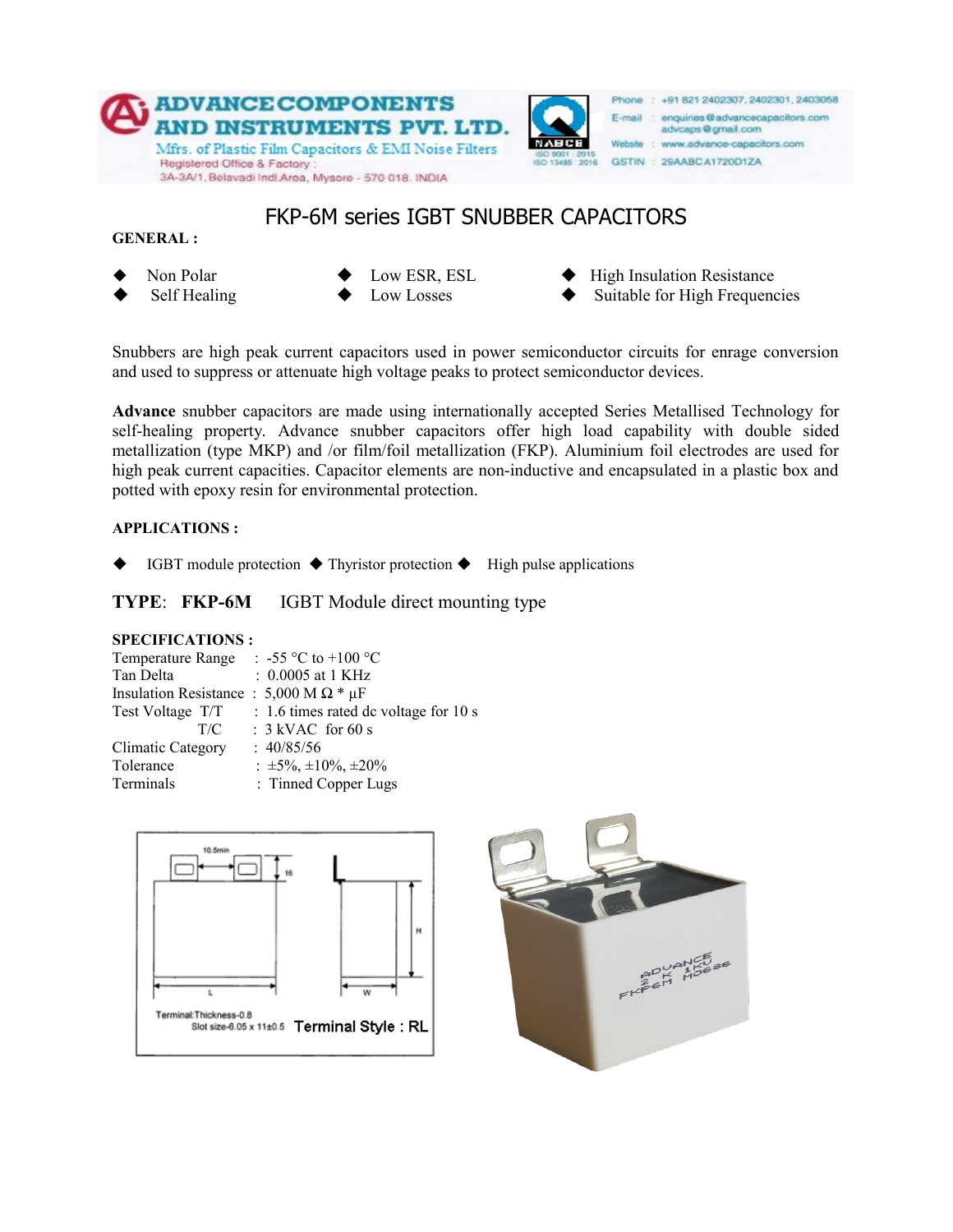ADVANCE COMPONENTS AND INSTRUMENTS PVT. LTD.

Mfrs. of Plastic Film Capacitors & EMI Noise Filters

Registered Office & Factory :
3A-3A/1, Belavadi Indl.Area, Mysore - 570 018. INDIA

Phone : +91 821 2402307, 2402301, 2403058
E-mail : enquiries@advancecapacitors.com
advcaps@gmail.com
Website : www.advance-capacitors.com
GSTIN : 29AABCA1720D1ZA

ISO 9001 : 2015
ISO 13485 : 2016

# FKP-6M series IGBT SNUBBER CAPACITORS

**GENERAL :**

- Non Polar
- Self Healing
- Low ESR, ESL
- Low Losses
- High Insulation Resistance
- Suitable for High Frequencies

Snubbers are high peak current capacitors used in power semiconductor circuits for enrage conversion and used to suppress or attenuate high voltage peaks to protect semiconductor devices.

**Advance** snubber capacitors are made using internationally accepted Series Metallised Technology for self-healing property. Advance snubber capacitors offer high load capability with double sided metallization (type MKP) and /or film/foil metallization (FKP). Aluminium foil electrodes are used for high peak current capacities. Capacitor elements are non-inductive and encapsulated in a plastic box and potted with epoxy resin for environmental protection.

**APPLICATIONS :**

- IGBT module protection
- Thyristor protection
- High pulse applications

**TYPE**: **FKP-6M** IGBT Module direct mounting type

**SPECIFICATIONS :**

| | |
|---|---|
| Temperature Range | : -55 °C to +100 °C |
| Tan Delta | : 0.0005 at 1 KHz |
| Insulation Resistance | : 5,000 M Ω * µF |
| Test Voltage T/T | : 1.6 times rated dc voltage for 10 s |
| T/C | : 3 kVAC for 60 s |
| Climatic Category | : 40/85/56 |
| Tolerance | : ±5%, ±10%, ±20% |
| Terminals | : Tinned Copper Lugs |

10.5min

16

H

L

W

Terminal Thickness-0.8
Slot size-6.05 x 11±0.5 **Terminal Style : RL**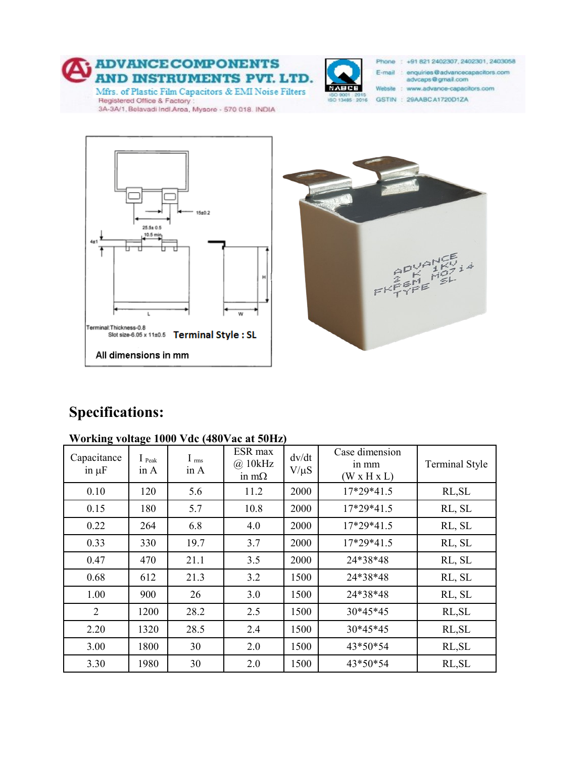ADVANCE COMPONENTS AND INSTRUMENTS PVT. LTD.
Mfrs. of Plastic Film Capacitors & EMI Noise Filters
Registered Office & Factory :
3A-3A/1, Belavadi Indl.Area, Mysore - 570 018. INDIA

Phone : +91 821 2402307, 2402301, 2403058
E-mail : enquiries@advancecapacitors.com advcaps@gmail.com
Website : www.advance-capacitors.com
GSTIN : 29AABCA1720D1ZA

ISO 9001 : 2015
ISO 13485 : 2016

15±0.2

25.5± 0.5

10.5 min

4±1

H

L

W

Terminal Thickness-0.8
Slot size-6.05 x 11±0.5

**Terminal Style : SL**

**All dimensions in mm**

## Specifications:

**Working voltage 1000 Vdc (480Vac at 50Hz)**

| Capacitance in µF | $I_{Peak}$ in A | $I_{rms}$ in A | ESR max @ 10kHz in mΩ | dv/dt V/µS | Case dimension in mm (W x H x L) | Terminal Style |
|---|---|---|---|---|---|---|
| 0.10 | 120 | 5.6 | 11.2 | 2000 | 17*29*41.5 | RL,SL |
| 0.15 | 180 | 5.7 | 10.8 | 2000 | 17*29*41.5 | RL, SL |
| 0.22 | 264 | 6.8 | 4.0 | 2000 | 17*29*41.5 | RL, SL |
| 0.33 | 330 | 19.7 | 3.7 | 2000 | 17*29*41.5 | RL, SL |
| 0.47 | 470 | 21.1 | 3.5 | 2000 | 24*38*48 | RL, SL |
| 0.68 | 612 | 21.3 | 3.2 | 1500 | 24*38*48 | RL, SL |
| 1.00 | 900 | 26 | 3.0 | 1500 | 24*38*48 | RL, SL |
| 2 | 1200 | 28.2 | 2.5 | 1500 | 30*45*45 | RL,SL |
| 2.20 | 1320 | 28.5 | 2.4 | 1500 | 30*45*45 | RL,SL |
| 3.00 | 1800 | 30 | 2.0 | 1500 | 43*50*54 | RL,SL |
| 3.30 | 1980 | 30 | 2.0 | 1500 | 43*50*54 | RL,SL |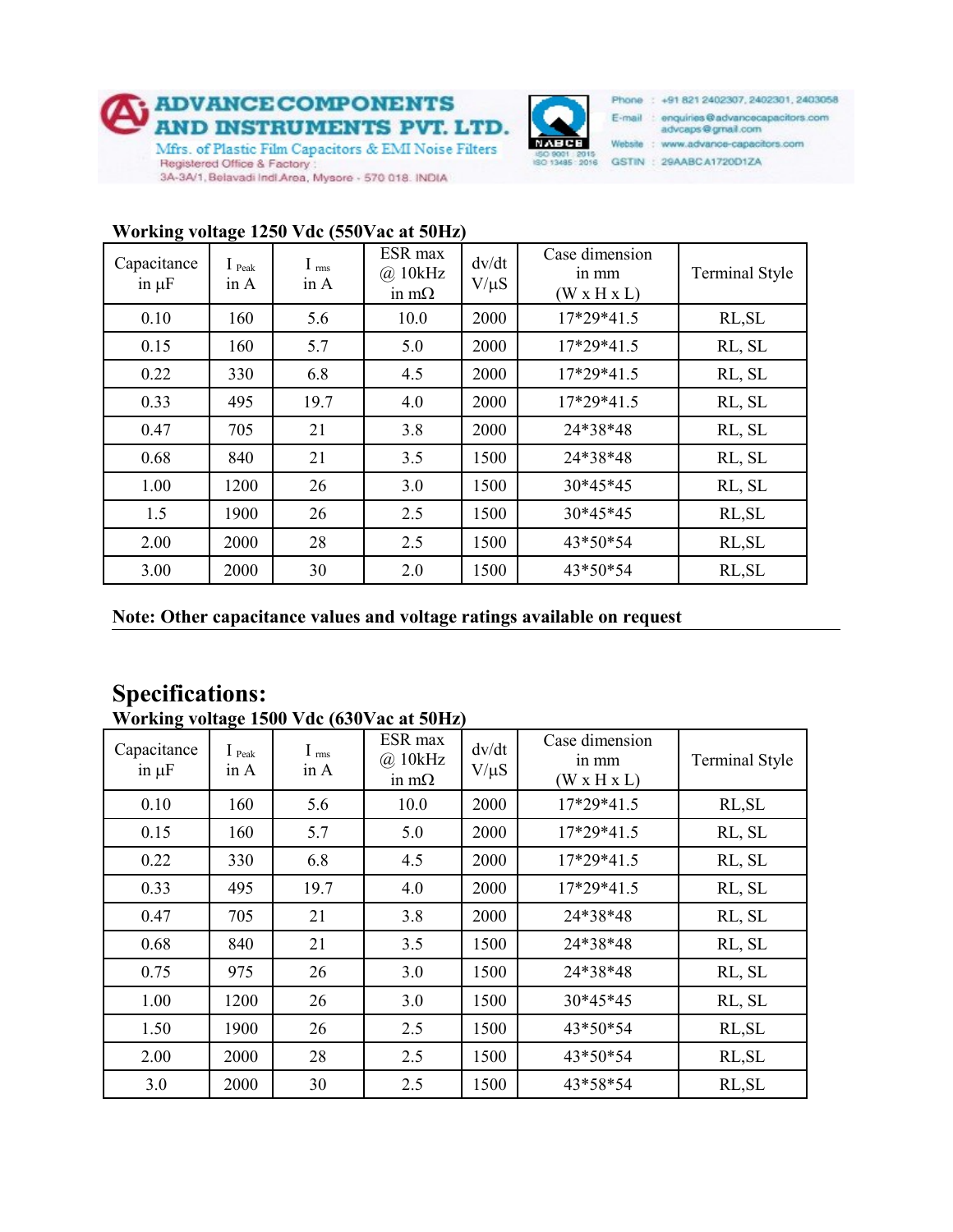# ADVANCE COMPONENTS AND INSTRUMENTS PVT. LTD.

Mfrs. of Plastic Film Capacitors & EMI Noise Filters

Registered Office & Factory : 3A-3A/1, Belavadi Indl.Area, Mysore - 570 018. INDIA

NABCB ISO 9001 : 2015 ISO 13485 : 2016

Phone : +91 821 2402307, 2402301, 2403058
E-mail : enquiries@advancecapacitors.com advcaps@gmail.com
Website : www.advance-capacitors.com
GSTIN : 29AABCA1720D1ZA

**Working voltage 1250 Vdc (550Vac at 50Hz)**

| Capacitance in µF | $I_{Peak}$ in A | $I_{rms}$ in A | ESR max @ 10kHz in mΩ | dv/dt V/µS | Case dimension in mm (W x H x L) | Terminal Style |
|---|---|---|---|---|---|---|
| 0.10 | 160 | 5.6 | 10.0 | 2000 | 17*29*41.5 | RL,SL |
| 0.15 | 160 | 5.7 | 5.0 | 2000 | 17*29*41.5 | RL, SL |
| 0.22 | 330 | 6.8 | 4.5 | 2000 | 17*29*41.5 | RL, SL |
| 0.33 | 495 | 19.7 | 4.0 | 2000 | 17*29*41.5 | RL, SL |
| 0.47 | 705 | 21 | 3.8 | 2000 | 24*38*48 | RL, SL |
| 0.68 | 840 | 21 | 3.5 | 1500 | 24*38*48 | RL, SL |
| 1.00 | 1200 | 26 | 3.0 | 1500 | 30*45*45 | RL, SL |
| 1.5 | 1900 | 26 | 2.5 | 1500 | 30*45*45 | RL,SL |
| 2.00 | 2000 | 28 | 2.5 | 1500 | 43*50*54 | RL,SL |
| 3.00 | 2000 | 30 | 2.0 | 1500 | 43*50*54 | RL,SL |

**Note: Other capacitance values and voltage ratings available on request**

## Specifications:

**Working voltage 1500 Vdc (630Vac at 50Hz)**

| Capacitance in µF | $I_{Peak}$ in A | $I_{rms}$ in A | ESR max @ 10kHz in mΩ | dv/dt V/µS | Case dimension in mm (W x H x L) | Terminal Style |
|---|---|---|---|---|---|---|
| 0.10 | 160 | 5.6 | 10.0 | 2000 | 17*29*41.5 | RL,SL |
| 0.15 | 160 | 5.7 | 5.0 | 2000 | 17*29*41.5 | RL, SL |
| 0.22 | 330 | 6.8 | 4.5 | 2000 | 17*29*41.5 | RL, SL |
| 0.33 | 495 | 19.7 | 4.0 | 2000 | 17*29*41.5 | RL, SL |
| 0.47 | 705 | 21 | 3.8 | 2000 | 24*38*48 | RL, SL |
| 0.68 | 840 | 21 | 3.5 | 1500 | 24*38*48 | RL, SL |
| 0.75 | 975 | 26 | 3.0 | 1500 | 24*38*48 | RL, SL |
| 1.00 | 1200 | 26 | 3.0 | 1500 | 30*45*45 | RL, SL |
| 1.50 | 1900 | 26 | 2.5 | 1500 | 43*50*54 | RL,SL |
| 2.00 | 2000 | 28 | 2.5 | 1500 | 43*50*54 | RL,SL |
| 3.0 | 2000 | 30 | 2.5 | 1500 | 43*58*54 | RL,SL |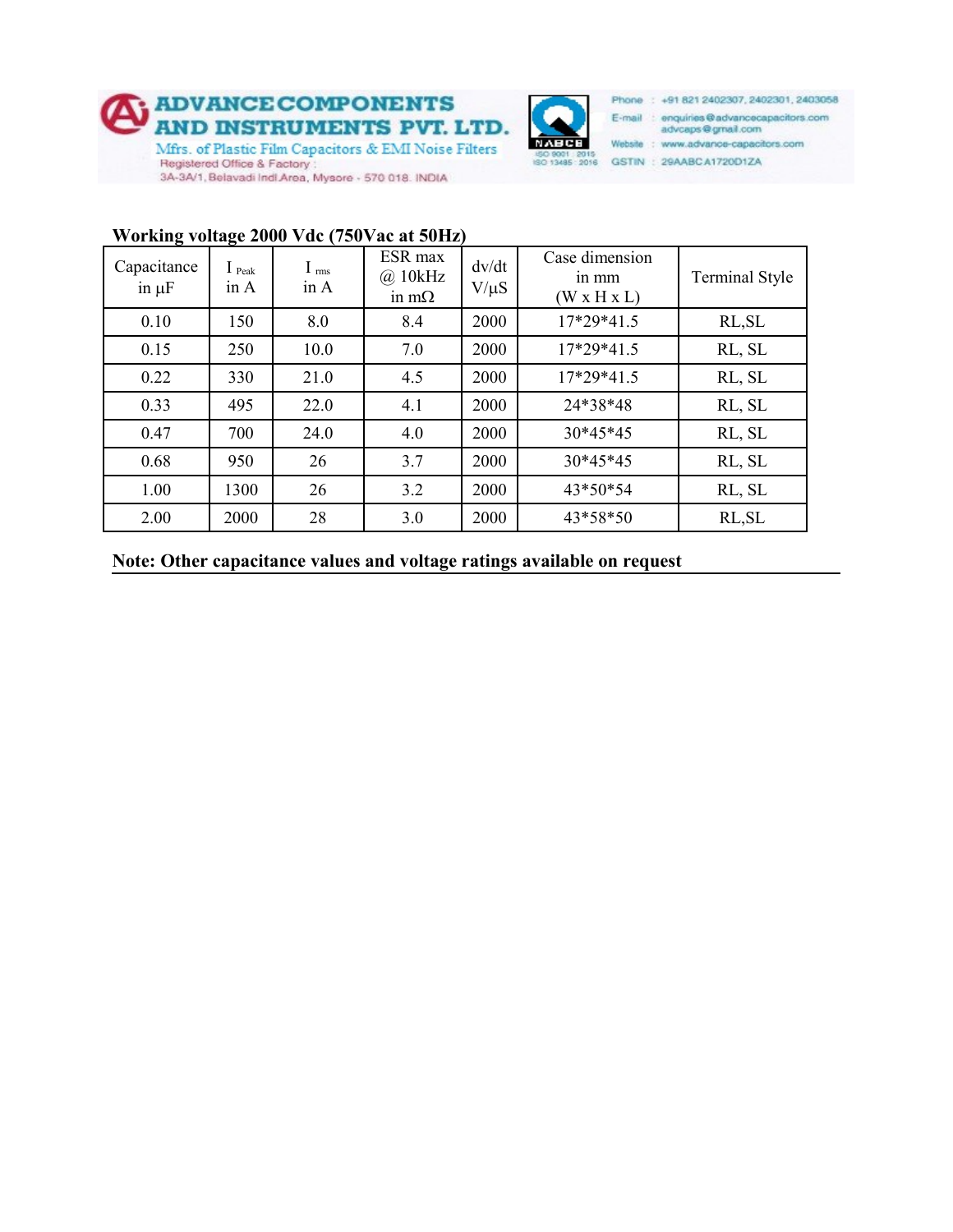**ADVANCE COMPONENTS AND INSTRUMENTS PVT. LTD.**
Mfrs. of Plastic Film Capacitors & EMI Noise Filters
Registered Office & Factory :
3A-3A/1, Belavadi Indl.Area, Mysore - 570 018. INDIA

NABCB
ISO 9001 : 2015
ISO 13485 : 2016

Phone : +91 821 2402307, 2402301, 2403058
E-mail : enquiries@advancecapacitors.com
advcaps@gmail.com
Website : www.advance-capacitors.com
GSTIN : 29AABCA1720D1ZA

**Working voltage 2000 Vdc (750Vac at 50Hz)**

| Capacitance in µF | $I_{Peak}$ in A | $I_{rms}$ in A | ESR max @ 10kHz in mΩ | dv/dt V/µS | Case dimension in mm (W x H x L) | Terminal Style |
|---|---|---|---|---|---|---|
| 0.10 | 150 | 8.0 | 8.4 | 2000 | 17*29*41.5 | RL,SL |
| 0.15 | 250 | 10.0 | 7.0 | 2000 | 17*29*41.5 | RL, SL |
| 0.22 | 330 | 21.0 | 4.5 | 2000 | 17*29*41.5 | RL, SL |
| 0.33 | 495 | 22.0 | 4.1 | 2000 | 24*38*48 | RL, SL |
| 0.47 | 700 | 24.0 | 4.0 | 2000 | 30*45*45 | RL, SL |
| 0.68 | 950 | 26 | 3.7 | 2000 | 30*45*45 | RL, SL |
| 1.00 | 1300 | 26 | 3.2 | 2000 | 43*50*54 | RL, SL |
| 2.00 | 2000 | 28 | 3.0 | 2000 | 43*58*50 | RL,SL |

**Note: Other capacitance values and voltage ratings available on request**